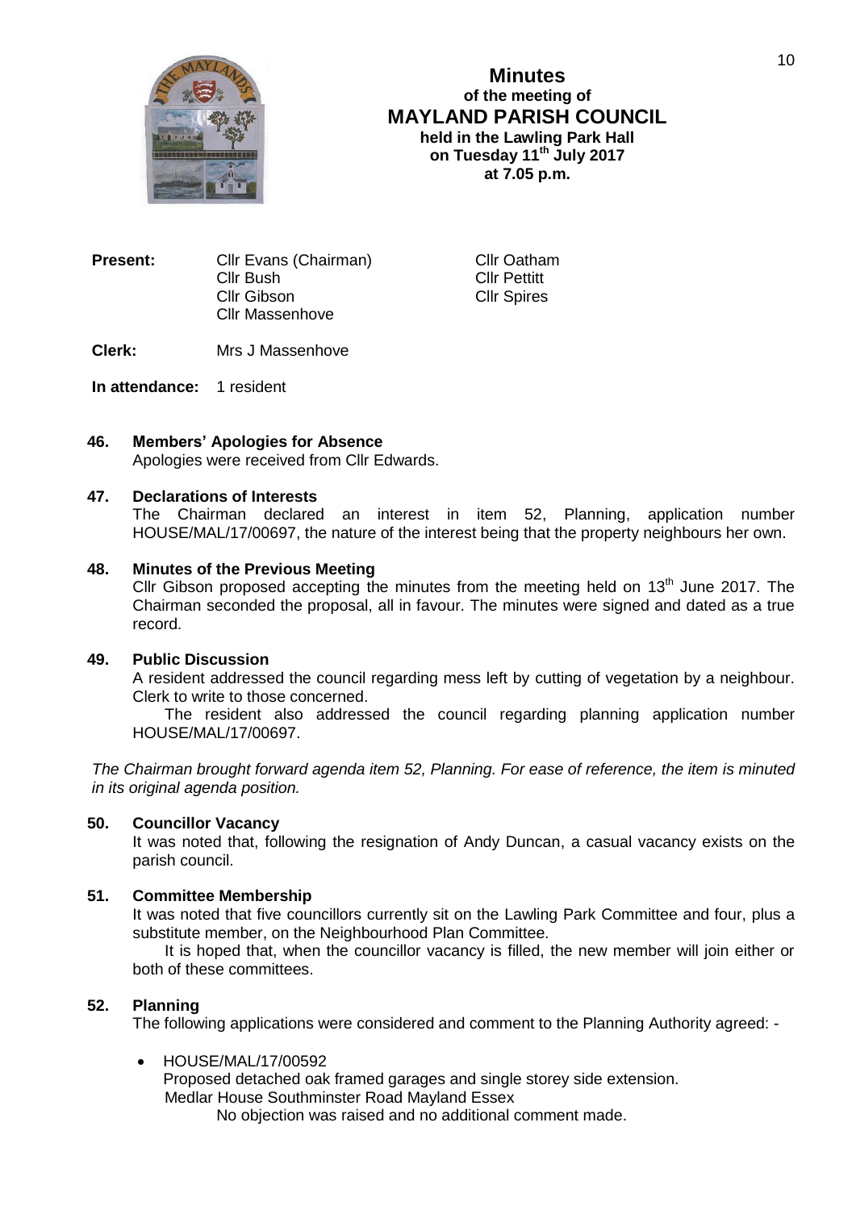# Minutes
## of the meeting of
# MAYLAND PARISH COUNCIL
### held in the Lawling Park Hall on Tuesday 11th July 2017 at 7.05 p.m.

**Present:** Cllr Evans (Chairman), Cllr Bush, Cllr Gibson, Cllr Massenhove, Cllr Oatham, Cllr Pettitt, Cllr Spires

**Clerk:** Mrs J Massenhove

**In attendance:** 1 resident

**46. Members' Apologies for Absence**

Apologies were received from Cllr Edwards.

**47. Declarations of Interests**

The Chairman declared an interest in item 52, Planning, application number HOUSE/MAL/17/00697, the nature of the interest being that the property neighbours her own.

**48. Minutes of the Previous Meeting**

Cllr Gibson proposed accepting the minutes from the meeting held on 13th June 2017. The Chairman seconded the proposal, all in favour. The minutes were signed and dated as a true record.

**49. Public Discussion**

A resident addressed the council regarding mess left by cutting of vegetation by a neighbour. Clerk to write to those concerned.

The resident also addressed the council regarding planning application number HOUSE/MAL/17/00697.

*The Chairman brought forward agenda item 52, Planning. For ease of reference, the item is minuted in its original agenda position.*

**50. Councillor Vacancy**

It was noted that, following the resignation of Andy Duncan, a casual vacancy exists on the parish council.

**51. Committee Membership**

It was noted that five councillors currently sit on the Lawling Park Committee and four, plus a substitute member, on the Neighbourhood Plan Committee.

It is hoped that, when the councillor vacancy is filled, the new member will join either or both of these committees.

**52. Planning**

The following applications were considered and comment to the Planning Authority agreed: -

- HOUSE/MAL/17/00592
  Proposed detached oak framed garages and single storey side extension.
  Medlar House Southminster Road Mayland Essex
  No objection was raised and no additional comment made.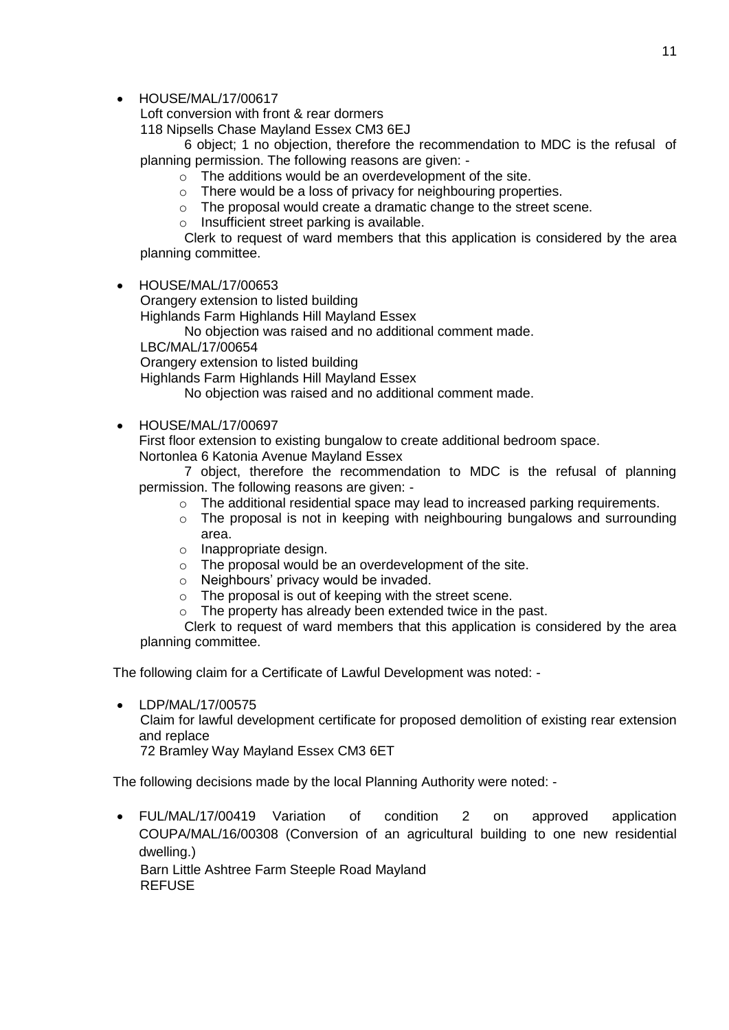- HOUSE/MAL/17/00617
  Loft conversion with front & rear dormers
  118 Nipsells Chase Mayland Essex CM3 6EJ
  
  6 object; 1 no objection, therefore the recommendation to MDC is the refusal of planning permission. The following reasons are given: -
    - The additions would be an overdevelopment of the site.
    - There would be a loss of privacy for neighbouring properties.
    - The proposal would create a dramatic change to the street scene.
    - Insufficient street parking is available.
  
  Clerk to request of ward members that this application is considered by the area planning committee.

- HOUSE/MAL/17/00653
  Orangery extension to listed building
  Highlands Farm Highlands Hill Mayland Essex
  
  No objection was raised and no additional comment made.
  
  LBC/MAL/17/00654
  Orangery extension to listed building
  Highlands Farm Highlands Hill Mayland Essex
  
  No objection was raised and no additional comment made.

- HOUSE/MAL/17/00697
  First floor extension to existing bungalow to create additional bedroom space.
  Nortonlea 6 Katonia Avenue Mayland Essex
  
  7 object, therefore the recommendation to MDC is the refusal of planning permission. The following reasons are given: -
    - The additional residential space may lead to increased parking requirements.
    - The proposal is not in keeping with neighbouring bungalows and surrounding area.
    - Inappropriate design.
    - The proposal would be an overdevelopment of the site.
    - Neighbours' privacy would be invaded.
    - The proposal is out of keeping with the street scene.
    - The property has already been extended twice in the past.
  
  Clerk to request of ward members that this application is considered by the area planning committee.

The following claim for a Certificate of Lawful Development was noted: -

- LDP/MAL/17/00575
  Claim for lawful development certificate for proposed demolition of existing rear extension and replace
  72 Bramley Way Mayland Essex CM3 6ET

The following decisions made by the local Planning Authority were noted: -

- FUL/MAL/17/00419 Variation of condition 2 on approved application COUPA/MAL/16/00308 (Conversion of an agricultural building to one new residential dwelling.)
  Barn Little Ashtree Farm Steeple Road Mayland
  REFUSE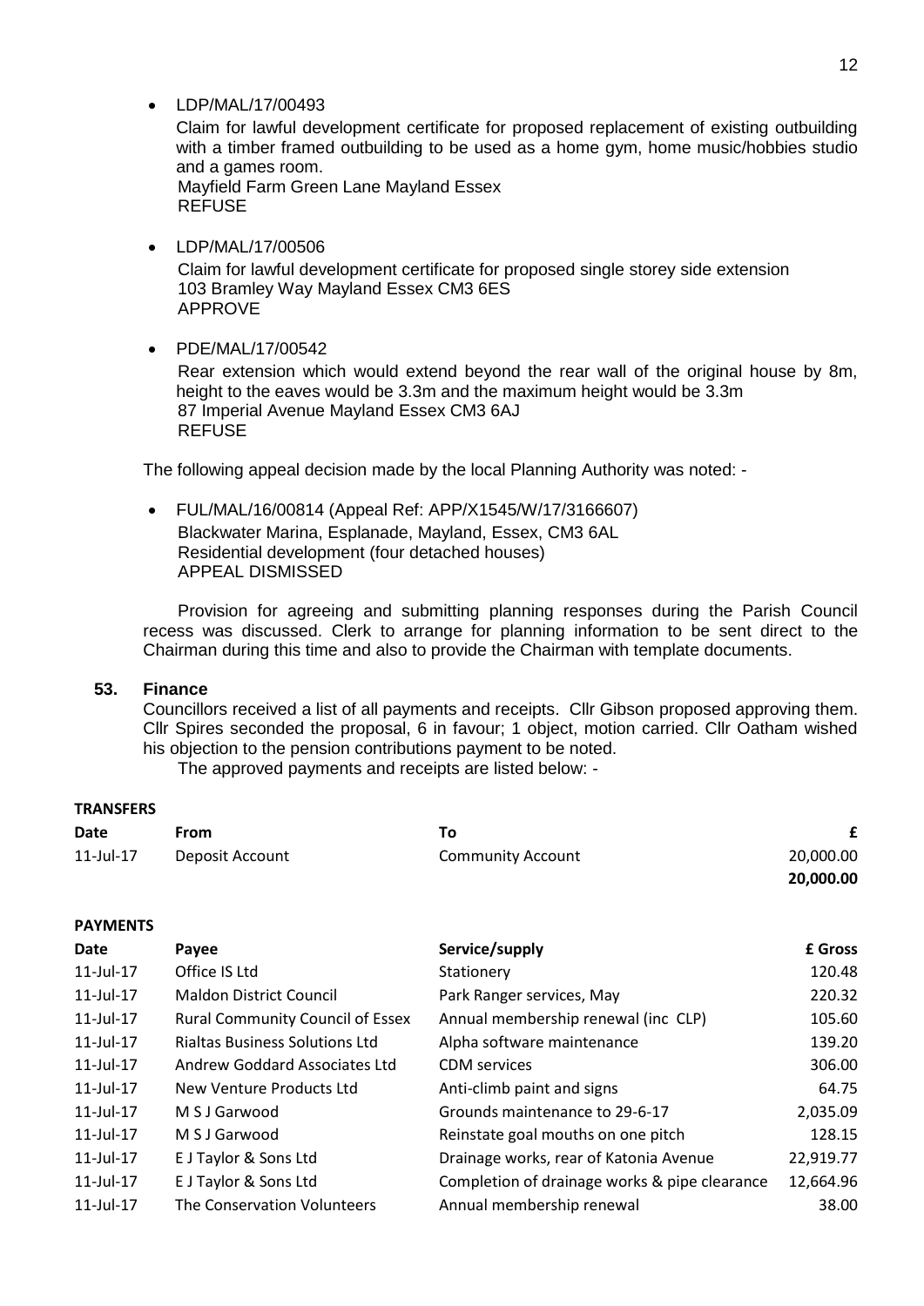- LDP/MAL/17/00493
  Claim for lawful development certificate for proposed replacement of existing outbuilding with a timber framed outbuilding to be used as a home gym, home music/hobbies studio and a games room.
  Mayfield Farm Green Lane Mayland Essex
  REFUSE

- LDP/MAL/17/00506
  Claim for lawful development certificate for proposed single storey side extension
  103 Bramley Way Mayland Essex CM3 6ES
  APPROVE

- PDE/MAL/17/00542
  Rear extension which would extend beyond the rear wall of the original house by 8m, height to the eaves would be 3.3m and the maximum height would be 3.3m
  87 Imperial Avenue Mayland Essex CM3 6AJ
  REFUSE

The following appeal decision made by the local Planning Authority was noted: -

- FUL/MAL/16/00814 (Appeal Ref: APP/X1545/W/17/3166607)
  Blackwater Marina, Esplanade, Mayland, Essex, CM3 6AL
  Residential development (four detached houses)
  APPEAL DISMISSED

Provision for agreeing and submitting planning responses during the Parish Council recess was discussed. Clerk to arrange for planning information to be sent direct to the Chairman during this time and also to provide the Chairman with template documents.

## 53. Finance

Councillors received a list of all payments and receipts. Cllr Gibson proposed approving them. Cllr Spires seconded the proposal, 6 in favour; 1 object, motion carried. Cllr Oatham wished his objection to the pension contributions payment to be noted.

The approved payments and receipts are listed below: -

**TRANSFERS**

| Date | From | To | £ |
|---|---|---|---|
| 11-Jul-17 | Deposit Account | Community Account | 20,000.00 |
| | | | **20,000.00** |

**PAYMENTS**

| Date | Payee | Service/supply | £ Gross |
|---|---|---|---|
| 11-Jul-17 | Office IS Ltd | Stationery | 120.48 |
| 11-Jul-17 | Maldon District Council | Park Ranger services, May | 220.32 |
| 11-Jul-17 | Rural Community Council of Essex | Annual membership renewal (inc CLP) | 105.60 |
| 11-Jul-17 | Rialtas Business Solutions Ltd | Alpha software maintenance | 139.20 |
| 11-Jul-17 | Andrew Goddard Associates Ltd | CDM services | 306.00 |
| 11-Jul-17 | New Venture Products Ltd | Anti-climb paint and signs | 64.75 |
| 11-Jul-17 | M S J Garwood | Grounds maintenance to 29-6-17 | 2,035.09 |
| 11-Jul-17 | M S J Garwood | Reinstate goal mouths on one pitch | 128.15 |
| 11-Jul-17 | E J Taylor & Sons Ltd | Drainage works, rear of Katonia Avenue | 22,919.77 |
| 11-Jul-17 | E J Taylor & Sons Ltd | Completion of drainage works & pipe clearance | 12,664.96 |
| 11-Jul-17 | The Conservation Volunteers | Annual membership renewal | 38.00 |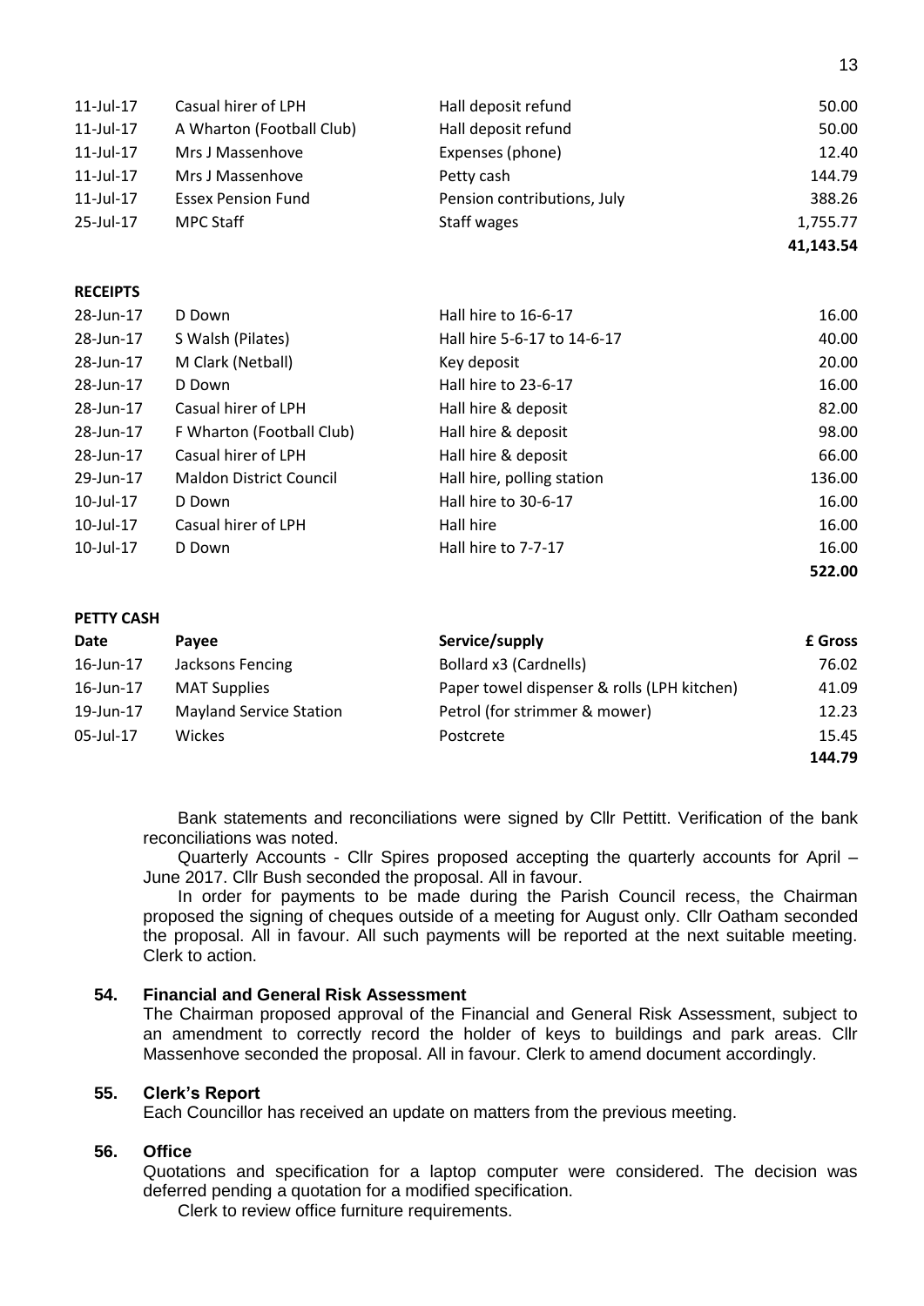| | | | |
|---|---|---|---|
| 11-Jul-17 | Casual hirer of LPH | Hall deposit refund | 50.00 |
| 11-Jul-17 | A Wharton (Football Club) | Hall deposit refund | 50.00 |
| 11-Jul-17 | Mrs J Massenhove | Expenses (phone) | 12.40 |
| 11-Jul-17 | Mrs J Massenhove | Petty cash | 144.79 |
| 11-Jul-17 | Essex Pension Fund | Pension contributions, July | 388.26 |
| 25-Jul-17 | MPC Staff | Staff wages | 1,755.77 |
| | | | **41,143.54** |

**RECEIPTS**

| | | | |
|---|---|---|---|
| 28-Jun-17 | D Down | Hall hire to 16-6-17 | 16.00 |
| 28-Jun-17 | S Walsh (Pilates) | Hall hire 5-6-17 to 14-6-17 | 40.00 |
| 28-Jun-17 | M Clark (Netball) | Key deposit | 20.00 |
| 28-Jun-17 | D Down | Hall hire to 23-6-17 | 16.00 |
| 28-Jun-17 | Casual hirer of LPH | Hall hire & deposit | 82.00 |
| 28-Jun-17 | F Wharton (Football Club) | Hall hire & deposit | 98.00 |
| 28-Jun-17 | Casual hirer of LPH | Hall hire & deposit | 66.00 |
| 29-Jun-17 | Maldon District Council | Hall hire, polling station | 136.00 |
| 10-Jul-17 | D Down | Hall hire to 30-6-17 | 16.00 |
| 10-Jul-17 | Casual hirer of LPH | Hall hire | 16.00 |
| 10-Jul-17 | D Down | Hall hire to 7-7-17 | 16.00 |
| | | | **522.00** |

**PETTY CASH**

| **Date** | **Payee** | **Service/supply** | **£ Gross** |
|---|---|---|---|
| 16-Jun-17 | Jacksons Fencing | Bollard x3 (Cardnells) | 76.02 |
| 16-Jun-17 | MAT Supplies | Paper towel dispenser & rolls (LPH kitchen) | 41.09 |
| 19-Jun-17 | Mayland Service Station | Petrol (for strimmer & mower) | 12.23 |
| 05-Jul-17 | Wickes | Postcrete | 15.45 |
| | | | **144.79** |

Bank statements and reconciliations were signed by Cllr Pettitt. Verification of the bank reconciliations was noted.

Quarterly Accounts - Cllr Spires proposed accepting the quarterly accounts for April – June 2017. Cllr Bush seconded the proposal. All in favour.

In order for payments to be made during the Parish Council recess, the Chairman proposed the signing of cheques outside of a meeting for August only. Cllr Oatham seconded the proposal. All in favour. All such payments will be reported at the next suitable meeting. Clerk to action.

### 54. Financial and General Risk Assessment

The Chairman proposed approval of the Financial and General Risk Assessment, subject to an amendment to correctly record the holder of keys to buildings and park areas. Cllr Massenhove seconded the proposal. All in favour. Clerk to amend document accordingly.

### 55. Clerk's Report

Each Councillor has received an update on matters from the previous meeting.

### 56. Office

Quotations and specification for a laptop computer were considered. The decision was deferred pending a quotation for a modified specification.

Clerk to review office furniture requirements.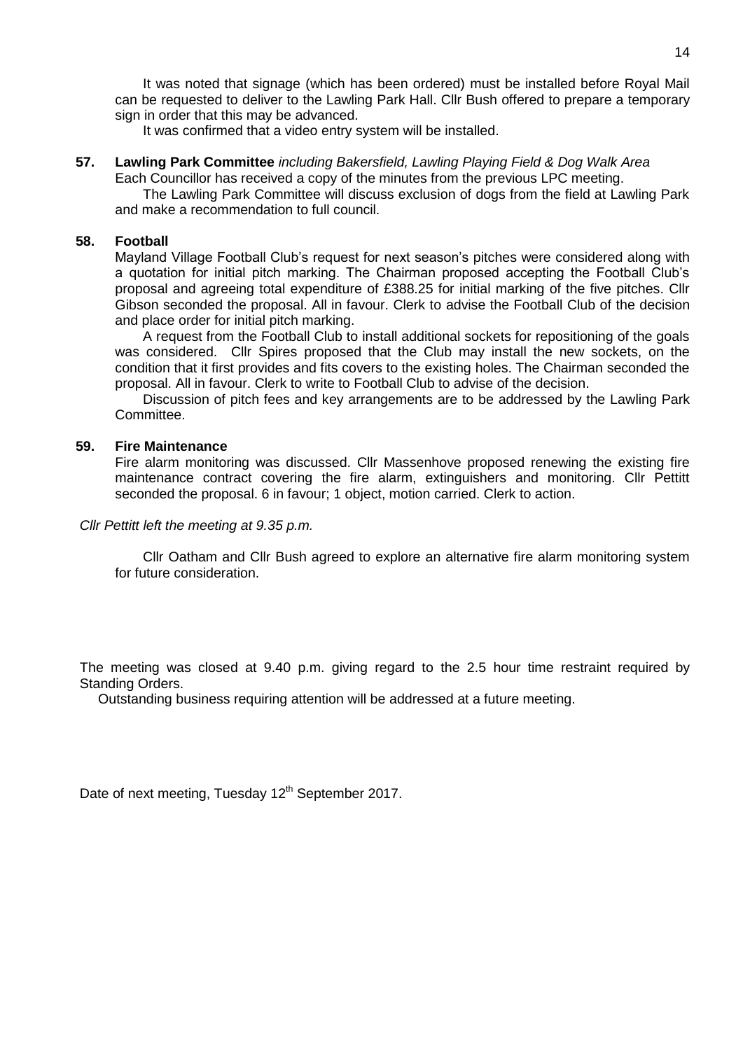It was noted that signage (which has been ordered) must be installed before Royal Mail can be requested to deliver to the Lawling Park Hall. Cllr Bush offered to prepare a temporary sign in order that this may be advanced.

It was confirmed that a video entry system will be installed.

**57. Lawling Park Committee** *including Bakersfield, Lawling Playing Field & Dog Walk Area*

Each Councillor has received a copy of the minutes from the previous LPC meeting.

The Lawling Park Committee will discuss exclusion of dogs from the field at Lawling Park and make a recommendation to full council.

**58. Football**

Mayland Village Football Club's request for next season's pitches were considered along with a quotation for initial pitch marking. The Chairman proposed accepting the Football Club's proposal and agreeing total expenditure of £388.25 for initial marking of the five pitches. Cllr Gibson seconded the proposal. All in favour. Clerk to advise the Football Club of the decision and place order for initial pitch marking.

A request from the Football Club to install additional sockets for repositioning of the goals was considered. Cllr Spires proposed that the Club may install the new sockets, on the condition that it first provides and fits covers to the existing holes. The Chairman seconded the proposal. All in favour. Clerk to write to Football Club to advise of the decision.

Discussion of pitch fees and key arrangements are to be addressed by the Lawling Park Committee.

**59. Fire Maintenance**

Fire alarm monitoring was discussed. Cllr Massenhove proposed renewing the existing fire maintenance contract covering the fire alarm, extinguishers and monitoring. Cllr Pettitt seconded the proposal. 6 in favour; 1 object, motion carried. Clerk to action.

*Cllr Pettitt left the meeting at 9.35 p.m.*

Cllr Oatham and Cllr Bush agreed to explore an alternative fire alarm monitoring system for future consideration.

The meeting was closed at 9.40 p.m. giving regard to the 2.5 hour time restraint required by Standing Orders.

Outstanding business requiring attention will be addressed at a future meeting.

Date of next meeting, Tuesday 12th September 2017.